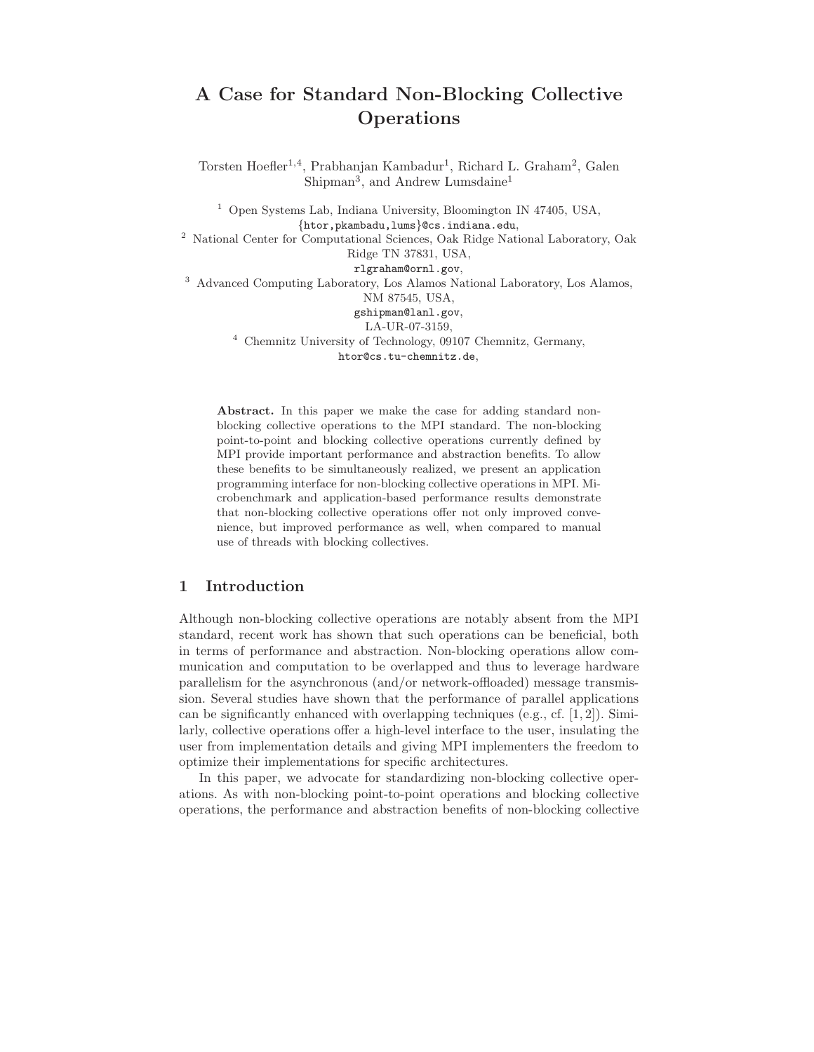# A Case for Standard Non-Blocking Collective Operations

Torsten Hoefler[1,4], Prabhanjan Kambadur[1], Richard L. Graham[2], Galen Shipman[3], and Andrew Lumsdaine[1]

[1] Open Systems Lab, Indiana University, Bloomington IN 47405, USA, {htor,pkambadu,lums}@cs.indiana.edu,

[2] National Center for Computational Sciences, Oak Ridge National Laboratory, Oak Ridge TN 37831, USA, rlgraham@ornl.gov,

[3] Advanced Computing Laboratory, Los Alamos National Laboratory, Los Alamos, NM 87545, USA, gshipman@lanl.gov, LA-UR-07-3159,

[4] Chemnitz University of Technology, 09107 Chemnitz, Germany, htor@cs.tu-chemnitz.de,

**Abstract.** In this paper we make the case for adding standard non-blocking collective operations to the MPI standard. The non-blocking point-to-point and blocking collective operations currently defined by MPI provide important performance and abstraction benefits. To allow these benefits to be simultaneously realized, we present an application programming interface for non-blocking collective operations in MPI. Microbenchmark and application-based performance results demonstrate that non-blocking collective operations offer not only improved convenience, but improved performance as well, when compared to manual use of threads with blocking collectives.

## 1 Introduction

Although non-blocking collective operations are notably absent from the MPI standard, recent work has shown that such operations can be beneficial, both in terms of performance and abstraction. Non-blocking operations allow communication and computation to be overlapped and thus to leverage hardware parallelism for the asynchronous (and/or network-offloaded) message transmission. Several studies have shown that the performance of parallel applications can be significantly enhanced with overlapping techniques (e.g., cf. [1, 2]). Similarly, collective operations offer a high-level interface to the user, insulating the user from implementation details and giving MPI implementers the freedom to optimize their implementations for specific architectures.

In this paper, we advocate for standardizing non-blocking collective operations. As with non-blocking point-to-point operations and blocking collective operations, the performance and abstraction benefits of non-blocking collective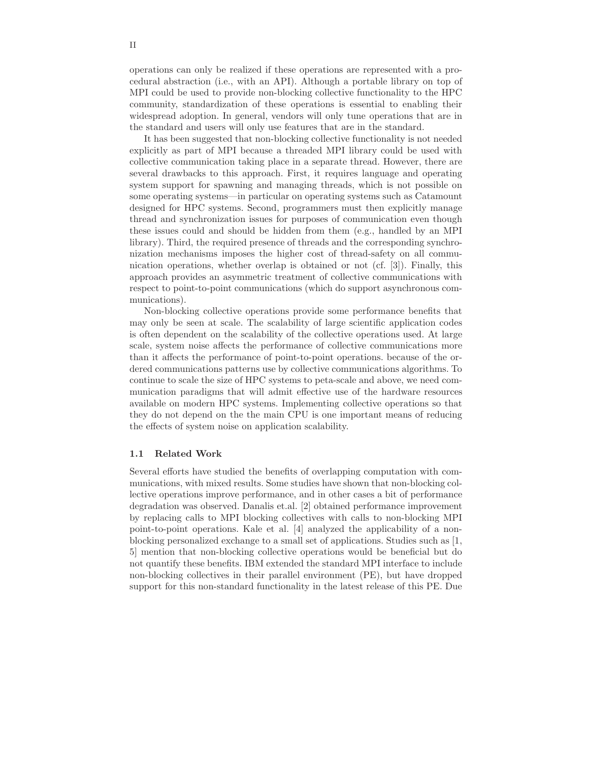operations can only be realized if these operations are represented with a procedural abstraction (i.e., with an API). Although a portable library on top of MPI could be used to provide non-blocking collective functionality to the HPC community, standardization of these operations is essential to enabling their widespread adoption. In general, vendors will only tune operations that are in the standard and users will only use features that are in the standard.

It has been suggested that non-blocking collective functionality is not needed explicitly as part of MPI because a threaded MPI library could be used with collective communication taking place in a separate thread. However, there are several drawbacks to this approach. First, it requires language and operating system support for spawning and managing threads, which is not possible on some operating systems—in particular on operating systems such as Catamount designed for HPC systems. Second, programmers must then explicitly manage thread and synchronization issues for purposes of communication even though these issues could and should be hidden from them (e.g., handled by an MPI library). Third, the required presence of threads and the corresponding synchronization mechanisms imposes the higher cost of thread-safety on all communication operations, whether overlap is obtained or not (cf. [3]). Finally, this approach provides an asymmetric treatment of collective communications with respect to point-to-point communications (which do support asynchronous communications).

Non-blocking collective operations provide some performance benefits that may only be seen at scale. The scalability of large scientific application codes is often dependent on the scalability of the collective operations used. At large scale, system noise affects the performance of collective communications more than it affects the performance of point-to-point operations. because of the ordered communications patterns use by collective communications algorithms. To continue to scale the size of HPC systems to peta-scale and above, we need communication paradigms that will admit effective use of the hardware resources available on modern HPC systems. Implementing collective operations so that they do not depend on the the main CPU is one important means of reducing the effects of system noise on application scalability.

### 1.1 Related Work

Several efforts have studied the benefits of overlapping computation with communications, with mixed results. Some studies have shown that non-blocking collective operations improve performance, and in other cases a bit of performance degradation was observed. Danalis et.al. [2] obtained performance improvement by replacing calls to MPI blocking collectives with calls to non-blocking MPI point-to-point operations. Kale et al. [4] analyzed the applicability of a non-blocking personalized exchange to a small set of applications. Studies such as [1, 5] mention that non-blocking collective operations would be beneficial but do not quantify these benefits. IBM extended the standard MPI interface to include non-blocking collectives in their parallel environment (PE), but have dropped support for this non-standard functionality in the latest release of this PE. Due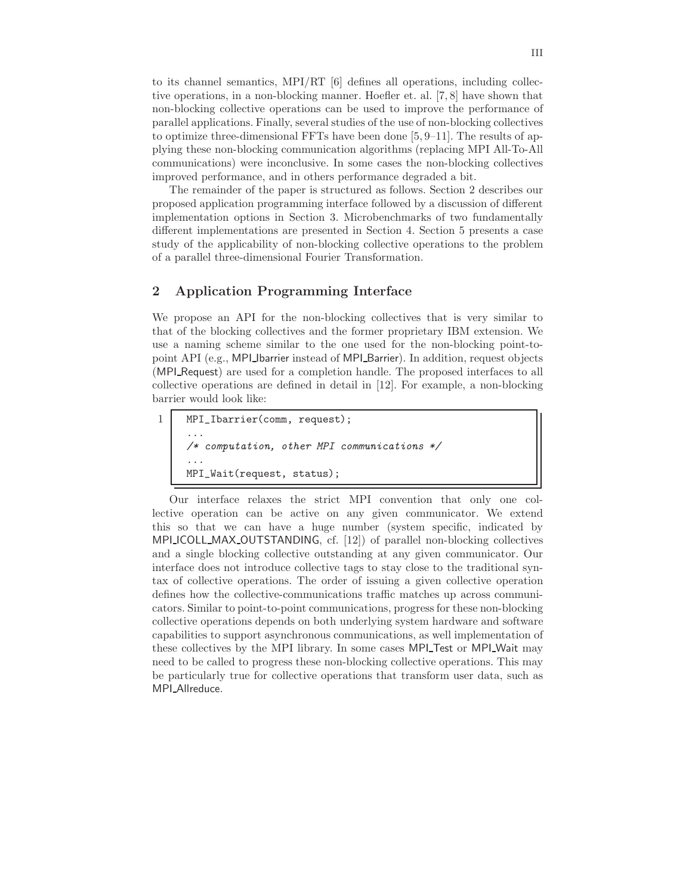to its channel semantics, MPI/RT [6] defines all operations, including collective operations, in a non-blocking manner. Hoefler et. al. [7, 8] have shown that non-blocking collective operations can be used to improve the performance of parallel applications. Finally, several studies of the use of non-blocking collectives to optimize three-dimensional FFTs have been done [5, 9–11]. The results of applying these non-blocking communication algorithms (replacing MPI All-To-All communications) were inconclusive. In some cases the non-blocking collectives improved performance, and in others performance degraded a bit.

The remainder of the paper is structured as follows. Section 2 describes our proposed application programming interface followed by a discussion of different implementation options in Section 3. Microbenchmarks of two fundamentally different implementations are presented in Section 4. Section 5 presents a case study of the applicability of non-blocking collective operations to the problem of a parallel three-dimensional Fourier Transformation.

## 2 Application Programming Interface

We propose an API for the non-blocking collectives that is very similar to that of the blocking collectives and the former proprietary IBM extension. We use a naming scheme similar to the one used for the non-blocking point-to-point API (e.g., MPI_Ibarrier instead of MPI_Barrier). In addition, request objects (MPI_Request) are used for a completion handle. The proposed interfaces to all collective operations are defined in detail in [12]. For example, a non-blocking barrier would look like:

```
MPI_Ibarrier(comm, request);
...
/* computation, other MPI communications */
...
MPI_Wait(request, status);
```

Our interface relaxes the strict MPI convention that only one collective operation can be active on any given communicator. We extend this so that we can have a huge number (system specific, indicated by MPI_ICOLL_MAX_OUTSTANDING, cf. [12]) of parallel non-blocking collectives and a single blocking collective outstanding at any given communicator. Our interface does not introduce collective tags to stay close to the traditional syntax of collective operations. The order of issuing a given collective operation defines how the collective-communications traffic matches up across communicators. Similar to point-to-point communications, progress for these non-blocking collective operations depends on both underlying system hardware and software capabilities to support asynchronous communications, as well implementation of these collectives by the MPI library. In some cases MPI_Test or MPI_Wait may need to be called to progress these non-blocking collective operations. This may be particularly true for collective operations that transform user data, such as MPI_Allreduce.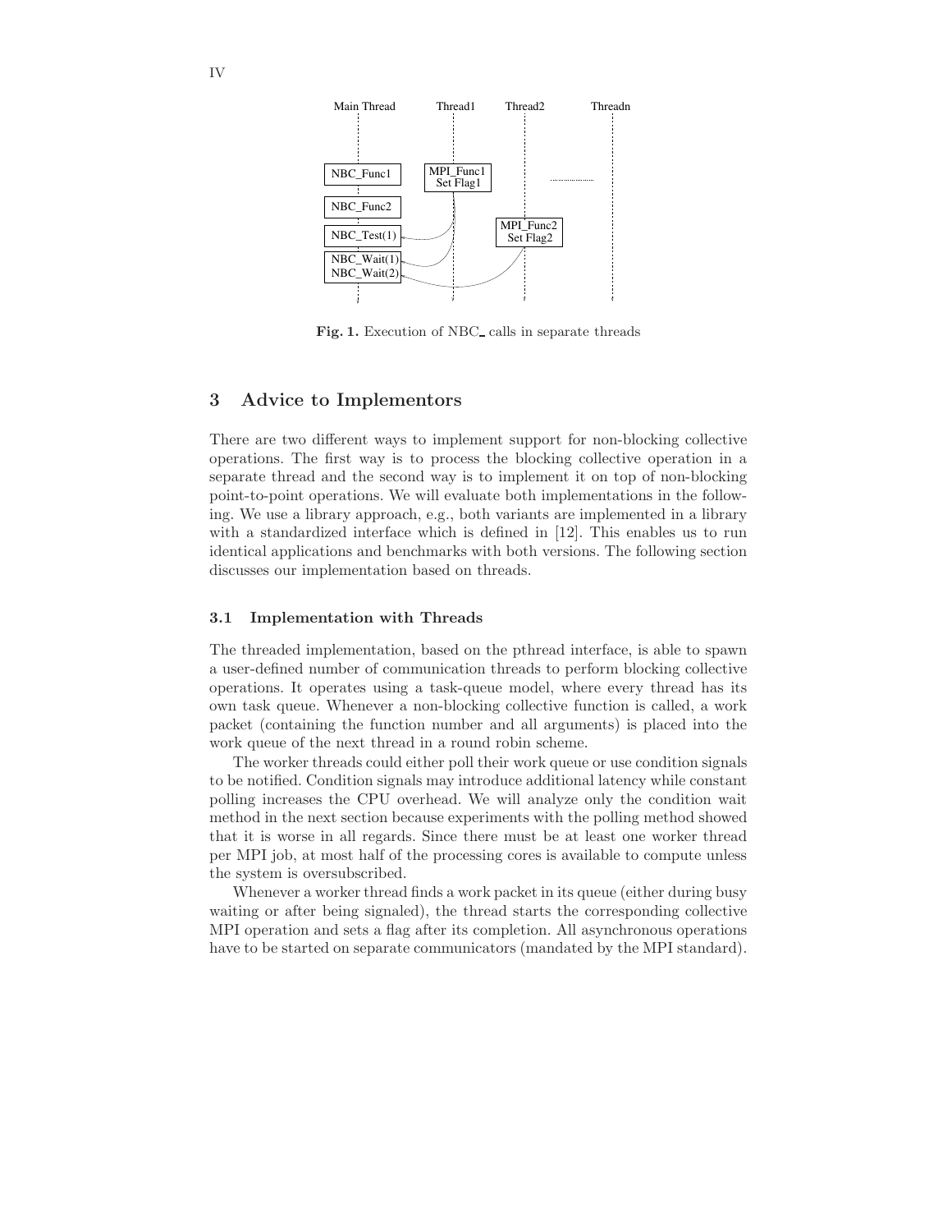Fig. 1. Execution of NBC_ calls in separate threads

## 3 Advice to Implementors

There are two different ways to implement support for non-blocking collective operations. The first way is to process the blocking collective operation in a separate thread and the second way is to implement it on top of non-blocking point-to-point operations. We will evaluate both implementations in the following. We use a library approach, e.g., both variants are implemented in a library with a standardized interface which is defined in [12]. This enables us to run identical applications and benchmarks with both versions. The following section discusses our implementation based on threads.

### 3.1 Implementation with Threads

The threaded implementation, based on the pthread interface, is able to spawn a user-defined number of communication threads to perform blocking collective operations. It operates using a task-queue model, where every thread has its own task queue. Whenever a non-blocking collective function is called, a work packet (containing the function number and all arguments) is placed into the work queue of the next thread in a round robin scheme.

The worker threads could either poll their work queue or use condition signals to be notified. Condition signals may introduce additional latency while constant polling increases the CPU overhead. We will analyze only the condition wait method in the next section because experiments with the polling method showed that it is worse in all regards. Since there must be at least one worker thread per MPI job, at most half of the processing cores is available to compute unless the system is oversubscribed.

Whenever a worker thread finds a work packet in its queue (either during busy waiting or after being signaled), the thread starts the corresponding collective MPI operation and sets a flag after its completion. All asynchronous operations have to be started on separate communicators (mandated by the MPI standard).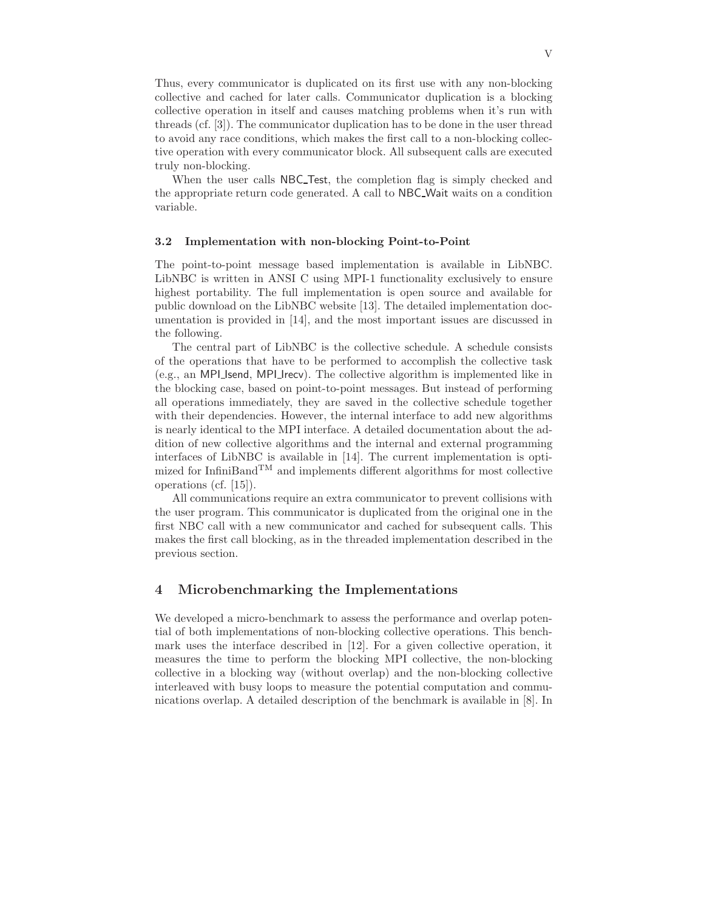Thus, every communicator is duplicated on its first use with any non-blocking collective and cached for later calls. Communicator duplication is a blocking collective operation in itself and causes matching problems when it's run with threads (cf. [3]). The communicator duplication has to be done in the user thread to avoid any race conditions, which makes the first call to a non-blocking collective operation with every communicator block. All subsequent calls are executed truly non-blocking.

When the user calls NBC_Test, the completion flag is simply checked and the appropriate return code generated. A call to NBC_Wait waits on a condition variable.

### 3.2 Implementation with non-blocking Point-to-Point

The point-to-point message based implementation is available in LibNBC. LibNBC is written in ANSI C using MPI-1 functionality exclusively to ensure highest portability. The full implementation is open source and available for public download on the LibNBC website [13]. The detailed implementation documentation is provided in [14], and the most important issues are discussed in the following.

The central part of LibNBC is the collective schedule. A schedule consists of the operations that have to be performed to accomplish the collective task (e.g., an MPI_Isend, MPI_Irecv). The collective algorithm is implemented like in the blocking case, based on point-to-point messages. But instead of performing all operations immediately, they are saved in the collective schedule together with their dependencies. However, the internal interface to add new algorithms is nearly identical to the MPI interface. A detailed documentation about the addition of new collective algorithms and the internal and external programming interfaces of LibNBC is available in [14]. The current implementation is optimized for InfiniBand™ and implements different algorithms for most collective operations (cf. [15]).

All communications require an extra communicator to prevent collisions with the user program. This communicator is duplicated from the original one in the first NBC call with a new communicator and cached for subsequent calls. This makes the first call blocking, as in the threaded implementation described in the previous section.

## 4 Microbenchmarking the Implementations

We developed a micro-benchmark to assess the performance and overlap potential of both implementations of non-blocking collective operations. This benchmark uses the interface described in [12]. For a given collective operation, it measures the time to perform the blocking MPI collective, the non-blocking collective in a blocking way (without overlap) and the non-blocking collective interleaved with busy loops to measure the potential computation and communications overlap. A detailed description of the benchmark is available in [8]. In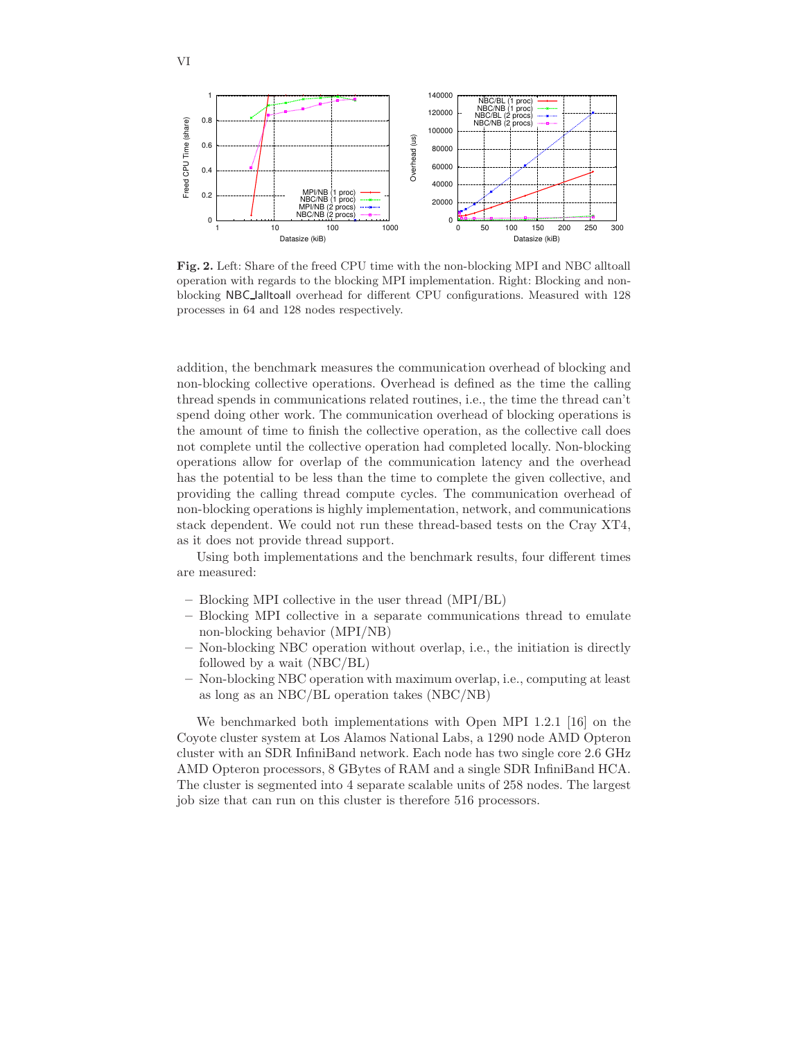**Fig. 2.** Left: Share of the freed CPU time with the non-blocking MPI and NBC alltoall operation with regards to the blocking MPI implementation. Right: Blocking and non-blocking NBC_Ialltoall overhead for different CPU configurations. Measured with 128 processes in 64 and 128 nodes respectively.

addition, the benchmark measures the communication overhead of blocking and non-blocking collective operations. Overhead is defined as the time the calling thread spends in communications related routines, i.e., the time the thread can't spend doing other work. The communication overhead of blocking operations is the amount of time to finish the collective operation, as the collective call does not complete until the collective operation had completed locally. Non-blocking operations allow for overlap of the communication latency and the overhead has the potential to be less than the time to complete the given collective, and providing the calling thread compute cycles. The communication overhead of non-blocking operations is highly implementation, network, and communications stack dependent. We could not run these thread-based tests on the Cray XT4, as it does not provide thread support.

Using both implementations and the benchmark results, four different times are measured:

- Blocking MPI collective in the user thread (MPI/BL)
- Blocking MPI collective in a separate communications thread to emulate non-blocking behavior (MPI/NB)
- Non-blocking NBC operation without overlap, i.e., the initiation is directly followed by a wait (NBC/BL)
- Non-blocking NBC operation with maximum overlap, i.e., computing at least as long as an NBC/BL operation takes (NBC/NB)

We benchmarked both implementations with Open MPI 1.2.1 [16] on the Coyote cluster system at Los Alamos National Labs, a 1290 node AMD Opteron cluster with an SDR InfiniBand network. Each node has two single core 2.6 GHz AMD Opteron processors, 8 GBytes of RAM and a single SDR InfiniBand HCA. The cluster is segmented into 4 separate scalable units of 258 nodes. The largest job size that can run on this cluster is therefore 516 processors.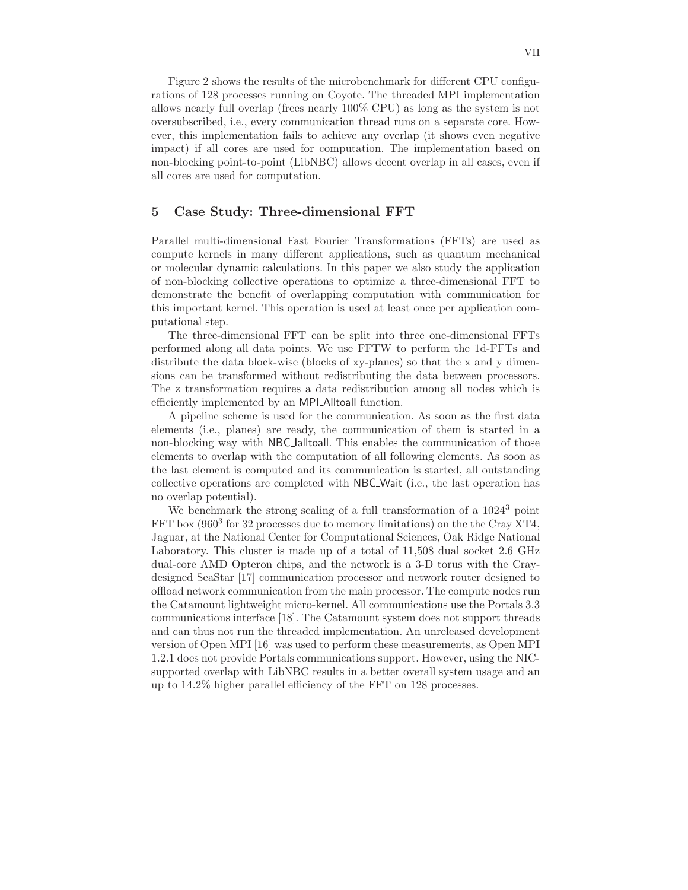Figure 2 shows the results of the microbenchmark for different CPU configurations of 128 processes running on Coyote. The threaded MPI implementation allows nearly full overlap (frees nearly 100% CPU) as long as the system is not oversubscribed, i.e., every communication thread runs on a separate core. However, this implementation fails to achieve any overlap (it shows even negative impact) if all cores are used for computation. The implementation based on non-blocking point-to-point (LibNBC) allows decent overlap in all cases, even if all cores are used for computation.

## 5 Case Study: Three-dimensional FFT

Parallel multi-dimensional Fast Fourier Transformations (FFTs) are used as compute kernels in many different applications, such as quantum mechanical or molecular dynamic calculations. In this paper we also study the application of non-blocking collective operations to optimize a three-dimensional FFT to demonstrate the benefit of overlapping computation with communication for this important kernel. This operation is used at least once per application computational step.

The three-dimensional FFT can be split into three one-dimensional FFTs performed along all data points. We use FFTW to perform the 1d-FFTs and distribute the data block-wise (blocks of xy-planes) so that the x and y dimensions can be transformed without redistributing the data between processors. The z transformation requires a data redistribution among all nodes which is efficiently implemented by an MPI_Alltoall function.

A pipeline scheme is used for the communication. As soon as the first data elements (i.e., planes) are ready, the communication of them is started in a non-blocking way with NBC_Ialltoall. This enables the communication of those elements to overlap with the computation of all following elements. As soon as the last element is computed and its communication is started, all outstanding collective operations are completed with NBC_Wait (i.e., the last operation has no overlap potential).

We benchmark the strong scaling of a full transformation of a $1024^3$ point FFT box ($960^3$ for 32 processes due to memory limitations) on the the Cray XT4, Jaguar, at the National Center for Computational Sciences, Oak Ridge National Laboratory. This cluster is made up of a total of 11,508 dual socket 2.6 GHz dual-core AMD Opteron chips, and the network is a 3-D torus with the Cray-designed SeaStar [17] communication processor and network router designed to offload network communication from the main processor. The compute nodes run the Catamount lightweight micro-kernel. All communications use the Portals 3.3 communications interface [18]. The Catamount system does not support threads and can thus not run the threaded implementation. An unreleased development version of Open MPI [16] was used to perform these measurements, as Open MPI 1.2.1 does not provide Portals communications support. However, using the NIC-supported overlap with LibNBC results in a better overall system usage and an up to 14.2% higher parallel efficiency of the FFT on 128 processes.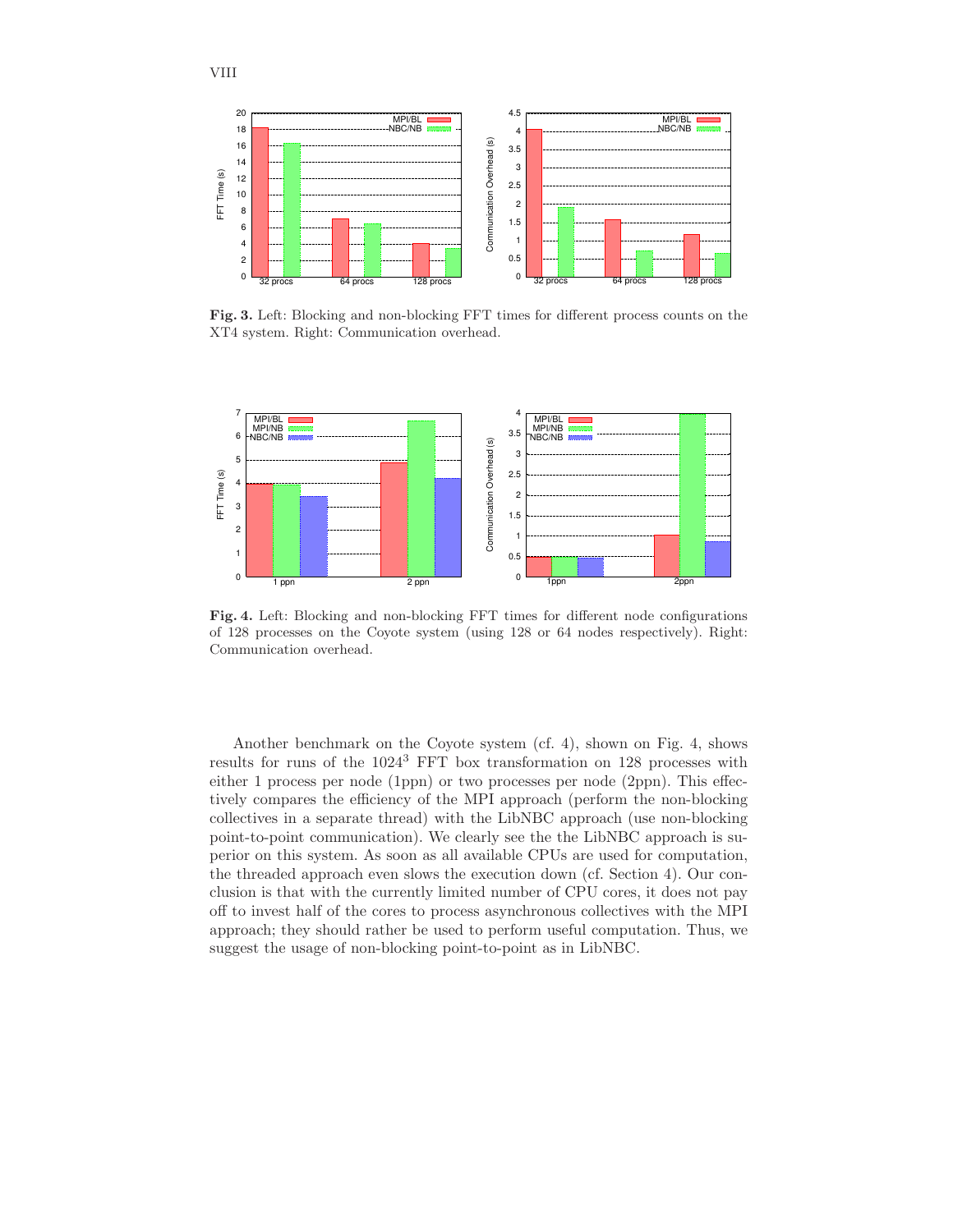**Fig. 3.** Left: Blocking and non-blocking FFT times for different process counts on the XT4 system. Right: Communication overhead.

**Fig. 4.** Left: Blocking and non-blocking FFT times for different node configurations of 128 processes on the Coyote system (using 128 or 64 nodes respectively). Right: Communication overhead.

Another benchmark on the Coyote system (cf. 4), shown on Fig. 4, shows results for runs of the $1024^3$ FFT box transformation on 128 processes with either 1 process per node (1ppn) or two processes per node (2ppn). This effectively compares the efficiency of the MPI approach (perform the non-blocking collectives in a separate thread) with the LibNBC approach (use non-blocking point-to-point communication). We clearly see the the LibNBC approach is superior on this system. As soon as all available CPUs are used for computation, the threaded approach even slows the execution down (cf. Section 4). Our conclusion is that with the currently limited number of CPU cores, it does not pay off to invest half of the cores to process asynchronous collectives with the MPI approach; they should rather be used to perform useful computation. Thus, we suggest the usage of non-blocking point-to-point as in LibNBC.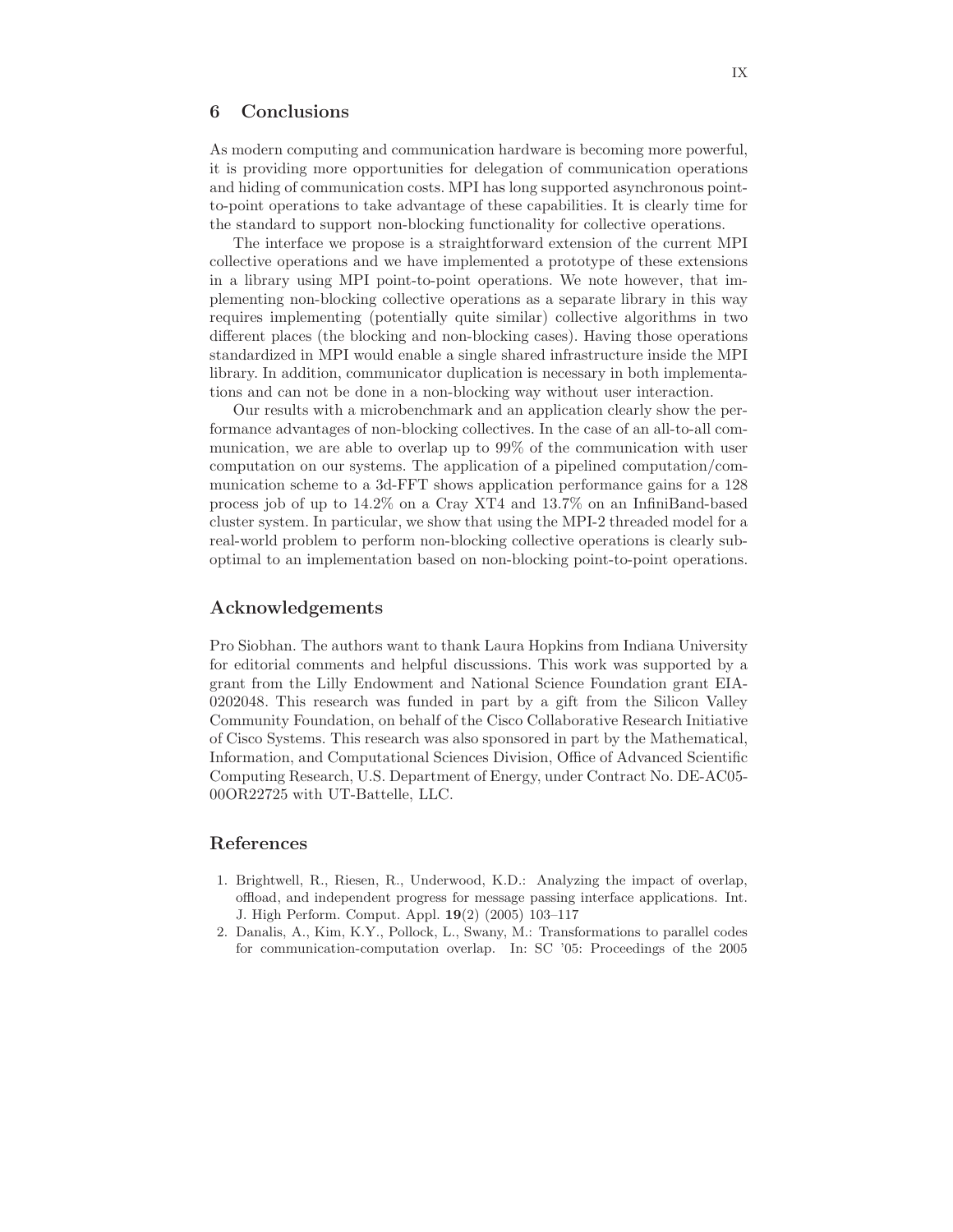## 6 Conclusions

As modern computing and communication hardware is becoming more powerful, it is providing more opportunities for delegation of communication operations and hiding of communication costs. MPI has long supported asynchronous point-to-point operations to take advantage of these capabilities. It is clearly time for the standard to support non-blocking functionality for collective operations.

The interface we propose is a straightforward extension of the current MPI collective operations and we have implemented a prototype of these extensions in a library using MPI point-to-point operations. We note however, that implementing non-blocking collective operations as a separate library in this way requires implementing (potentially quite similar) collective algorithms in two different places (the blocking and non-blocking cases). Having those operations standardized in MPI would enable a single shared infrastructure inside the MPI library. In addition, communicator duplication is necessary in both implementations and can not be done in a non-blocking way without user interaction.

Our results with a microbenchmark and an application clearly show the performance advantages of non-blocking collectives. In the case of an all-to-all communication, we are able to overlap up to 99% of the communication with user computation on our systems. The application of a pipelined computation/communication scheme to a 3d-FFT shows application performance gains for a 128 process job of up to 14.2% on a Cray XT4 and 13.7% on an InfiniBand-based cluster system. In particular, we show that using the MPI-2 threaded model for a real-world problem to perform non-blocking collective operations is clearly sub-optimal to an implementation based on non-blocking point-to-point operations.

## Acknowledgements

Pro Siobhan. The authors want to thank Laura Hopkins from Indiana University for editorial comments and helpful discussions. This work was supported by a grant from the Lilly Endowment and National Science Foundation grant EIA-0202048. This research was funded in part by a gift from the Silicon Valley Community Foundation, on behalf of the Cisco Collaborative Research Initiative of Cisco Systems. This research was also sponsored in part by the Mathematical, Information, and Computational Sciences Division, Office of Advanced Scientific Computing Research, U.S. Department of Energy, under Contract No. DE-AC05-00OR22725 with UT-Battelle, LLC.

## References

1. Brightwell, R., Riesen, R., Underwood, K.D.: Analyzing the impact of overlap, offload, and independent progress for message passing interface applications. Int. J. High Perform. Comput. Appl. **19**(2) (2005) 103–117
2. Danalis, A., Kim, K.Y., Pollock, L., Swany, M.: Transformations to parallel codes for communication-computation overlap. In: SC '05: Proceedings of the 2005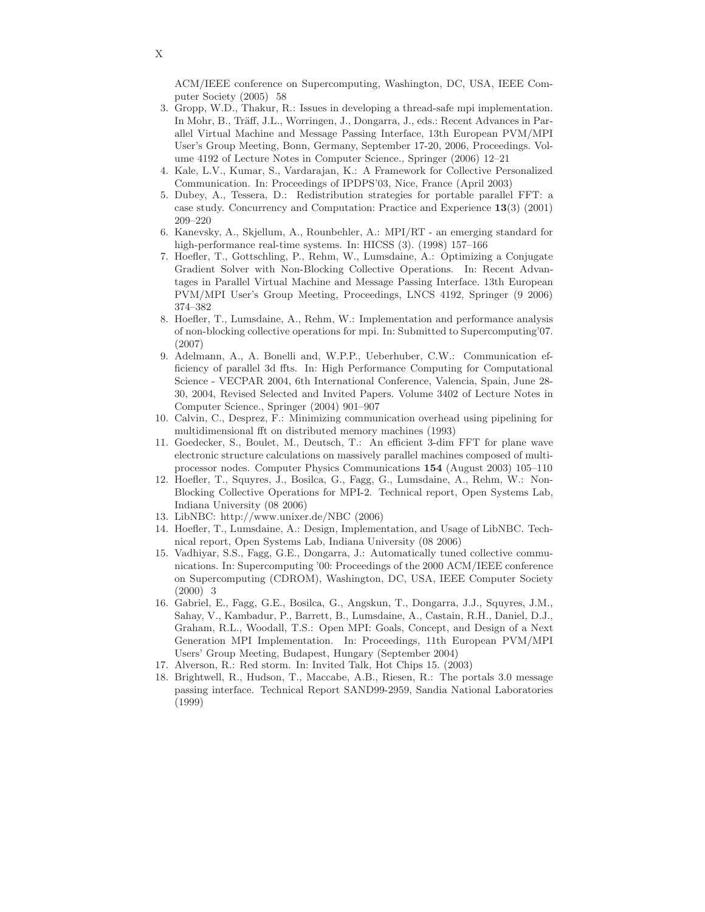ACM/IEEE conference on Supercomputing, Washington, DC, USA, IEEE Computer Society (2005) 58

3. Gropp, W.D., Thakur, R.: Issues in developing a thread-safe mpi implementation. In Mohr, B., Träff, J.L., Worringen, J., Dongarra, J., eds.: Recent Advances in Parallel Virtual Machine and Message Passing Interface, 13th European PVM/MPI User's Group Meeting, Bonn, Germany, September 17-20, 2006, Proceedings. Volume 4192 of Lecture Notes in Computer Science., Springer (2006) 12–21
4. Kale, L.V., Kumar, S., Vardarajan, K.: A Framework for Collective Personalized Communication. In: Proceedings of IPDPS'03, Nice, France (April 2003)
5. Dubey, A., Tessera, D.: Redistribution strategies for portable parallel FFT: a case study. Concurrency and Computation: Practice and Experience **13**(3) (2001) 209–220
6. Kanevsky, A., Skjellum, A., Rounbehler, A.: MPI/RT - an emerging standard for high-performance real-time systems. In: HICSS (3). (1998) 157–166
7. Hoefler, T., Gottschling, P., Rehm, W., Lumsdaine, A.: Optimizing a Conjugate Gradient Solver with Non-Blocking Collective Operations. In: Recent Advantages in Parallel Virtual Machine and Message Passing Interface. 13th European PVM/MPI User's Group Meeting, Proceedings, LNCS 4192, Springer (9 2006) 374–382
8. Hoefler, T., Lumsdaine, A., Rehm, W.: Implementation and performance analysis of non-blocking collective operations for mpi. In: Submitted to Supercomputing'07. (2007)
9. Adelmann, A., A. Bonelli and, W.P.P., Ueberhuber, C.W.: Communication efficiency of parallel 3d ffts. In: High Performance Computing for Computational Science - VECPAR 2004, 6th International Conference, Valencia, Spain, June 28-30, 2004, Revised Selected and Invited Papers. Volume 3402 of Lecture Notes in Computer Science., Springer (2004) 901–907
10. Calvin, C., Desprez, F.: Minimizing communication overhead using pipelining for multidimensional fft on distributed memory machines (1993)
11. Goedecker, S., Boulet, M., Deutsch, T.: An efficient 3-dim FFT for plane wave electronic structure calculations on massively parallel machines composed of multiprocessor nodes. Computer Physics Communications **154** (August 2003) 105–110
12. Hoefler, T., Squyres, J., Bosilca, G., Fagg, G., Lumsdaine, A., Rehm, W.: Non-Blocking Collective Operations for MPI-2. Technical report, Open Systems Lab, Indiana University (08 2006)
13. LibNBC: http://www.unixer.de/NBC (2006)
14. Hoefler, T., Lumsdaine, A.: Design, Implementation, and Usage of LibNBC. Technical report, Open Systems Lab, Indiana University (08 2006)
15. Vadhiyar, S.S., Fagg, G.E., Dongarra, J.: Automatically tuned collective communications. In: Supercomputing '00: Proceedings of the 2000 ACM/IEEE conference on Supercomputing (CDROM), Washington, DC, USA, IEEE Computer Society (2000) 3
16. Gabriel, E., Fagg, G.E., Bosilca, G., Angskun, T., Dongarra, J.J., Squyres, J.M., Sahay, V., Kambadur, P., Barrett, B., Lumsdaine, A., Castain, R.H., Daniel, D.J., Graham, R.L., Woodall, T.S.: Open MPI: Goals, Concept, and Design of a Next Generation MPI Implementation. In: Proceedings, 11th European PVM/MPI Users' Group Meeting, Budapest, Hungary (September 2004)
17. Alverson, R.: Red storm. In: Invited Talk, Hot Chips 15. (2003)
18. Brightwell, R., Hudson, T., Maccabe, A.B., Riesen, R.: The portals 3.0 message passing interface. Technical Report SAND99-2959, Sandia National Laboratories (1999)